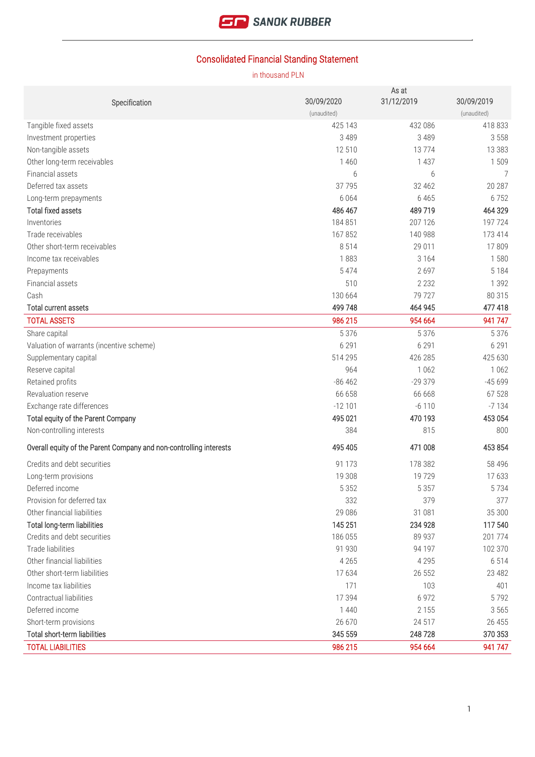## Consolidated Financial Standing Statement

in thousand PLN

| Specification | 30/09/2020 (unaudited) | As at 31/12/2019 | 30/09/2019 (unaudited) |
|---|---|---|---|
| Tangible fixed assets | 425 143 | 432 086 | 418 833 |
| Investment properties | 3 489 | 3 489 | 3 558 |
| Non-tangible assets | 12 510 | 13 774 | 13 383 |
| Other long-term receivables | 1 460 | 1 437 | 1 509 |
| Financial assets | 6 | 6 | 7 |
| Deferred tax assets | 37 795 | 32 462 | 20 287 |
| Long-term prepayments | 6 064 | 6 465 | 6 752 |
| **Total fixed assets** | **486 467** | **489 719** | **464 329** |
| Inventories | 184 851 | 207 126 | 197 724 |
| Trade receivables | 167 852 | 140 988 | 173 414 |
| Other short-term receivables | 8 514 | 29 011 | 17 809 |
| Income tax receivables | 1 883 | 3 164 | 1 580 |
| Prepayments | 5 474 | 2 697 | 5 184 |
| Financial assets | 510 | 2 232 | 1 392 |
| Cash | 130 664 | 79 727 | 80 315 |
| **Total current assets** | **499 748** | **464 945** | **477 418** |
| TOTAL ASSETS | 986 215 | 954 664 | 941 747 |
| Share capital | 5 376 | 5 376 | 5 376 |
| Valuation of warrants (incentive scheme) | 6 291 | 6 291 | 6 291 |
| Supplementary capital | 514 295 | 426 285 | 425 630 |
| Reserve capital | 964 | 1 062 | 1 062 |
| Retained profits | -86 462 | -29 379 | -45 699 |
| Revaluation reserve | 66 658 | 66 668 | 67 528 |
| Exchange rate differences | -12 101 | -6 110 | -7 134 |
| **Total equity of the Parent Company** | **495 021** | **470 193** | **453 054** |
| Non-controlling interests | 384 | 815 | 800 |
| **Overall equity of the Parent Company and non-controlling interests** | **495 405** | **471 008** | **453 854** |
| Credits and debt securities | 91 173 | 178 382 | 58 496 |
| Long-term provisions | 19 308 | 19 729 | 17 633 |
| Deferred income | 5 352 | 5 357 | 5 734 |
| Provision for deferred tax | 332 | 379 | 377 |
| Other financial liabilities | 29 086 | 31 081 | 35 300 |
| **Total long-term liabilities** | **145 251** | **234 928** | **117 540** |
| Credits and debt securities | 186 055 | 89 937 | 201 774 |
| Trade liabilities | 91 930 | 94 197 | 102 370 |
| Other financial liabilities | 4 265 | 4 295 | 6 514 |
| Other short-term liabilities | 17 634 | 26 552 | 23 482 |
| Income tax liabilities | 171 | 103 | 401 |
| Contractual liabilities | 17 394 | 6 972 | 5 792 |
| Deferred income | 1 440 | 2 155 | 3 565 |
| Short-term provisions | 26 670 | 24 517 | 26 455 |
| **Total short-term liabilities** | **345 559** | **248 728** | **370 353** |
| TOTAL LIABILITIES | 986 215 | 954 664 | 941 747 |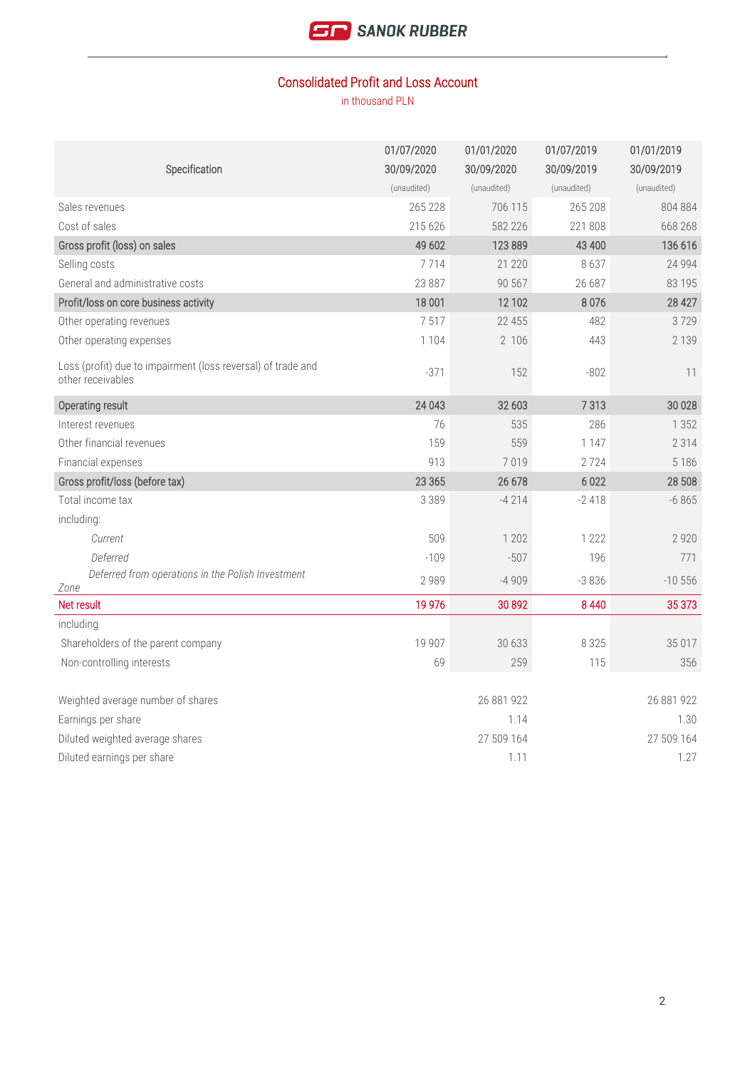SANOK RUBBER

## Consolidated Profit and Loss Account

in thousand PLN

| Specification | 01/07/2020 30/09/2020 (unaudited) | 01/01/2020 30/09/2020 (unaudited) | 01/07/2019 30/09/2019 (unaudited) | 01/01/2019 30/09/2019 (unaudited) |
|---|---|---|---|---|
| Sales revenues | 265 228 | 706 115 | 265 208 | 804 884 |
| Cost of sales | 215 626 | 582 226 | 221 808 | 668 268 |
| Gross profit (loss) on sales | 49 602 | 123 889 | 43 400 | 136 616 |
| Selling costs | 7 714 | 21 220 | 8 637 | 24 994 |
| General and administrative costs | 23 887 | 90 567 | 26 687 | 83 195 |
| Profit/loss on core business activity | 18 001 | 12 102 | 8 076 | 28 427 |
| Other operating revenues | 7 517 | 22 455 | 482 | 3 729 |
| Other operating expenses | 1 104 | 2 106 | 443 | 2 139 |
| Loss (profit) due to impairment (loss reversal) of trade and other receivables | -371 | 152 | -802 | 11 |
| Operating result | 24 043 | 32 603 | 7 313 | 30 028 |
| Interest revenues | 76 | 535 | 286 | 1 352 |
| Other financial revenues | 159 | 559 | 1 147 | 2 314 |
| Financial expenses | 913 | 7 019 | 2 724 | 5 186 |
| Gross profit/loss (before tax) | 23 365 | 26 678 | 6 022 | 28 508 |
| Total income tax | 3 389 | -4 214 | -2 418 | -6 865 |
| including: | | | | |
| *Current* | 509 | 1 202 | 1 222 | 2 920 |
| *Deferred* | -109 | -507 | 196 | 771 |
| *Deferred from operations in the Polish Investment Zone* | 2 989 | -4 909 | -3 836 | -10 556 |
| Net result | 19 976 | 30 892 | 8 440 | 35 373 |
| including | | | | |
| Shareholders of the parent company | 19 907 | 30 633 | 8 325 | 35 017 |
| Non-controlling interests | 69 | 259 | 115 | 356 |
| | | | | |
| Weighted average number of shares | | 26 881 922 | | 26 881 922 |
| Earnings per share | | 1.14 | | 1.30 |
| Diluted weighted average shares | | 27 509 164 | | 27 509 164 |
| Diluted earnings per share | | 1.11 | | 1.27 |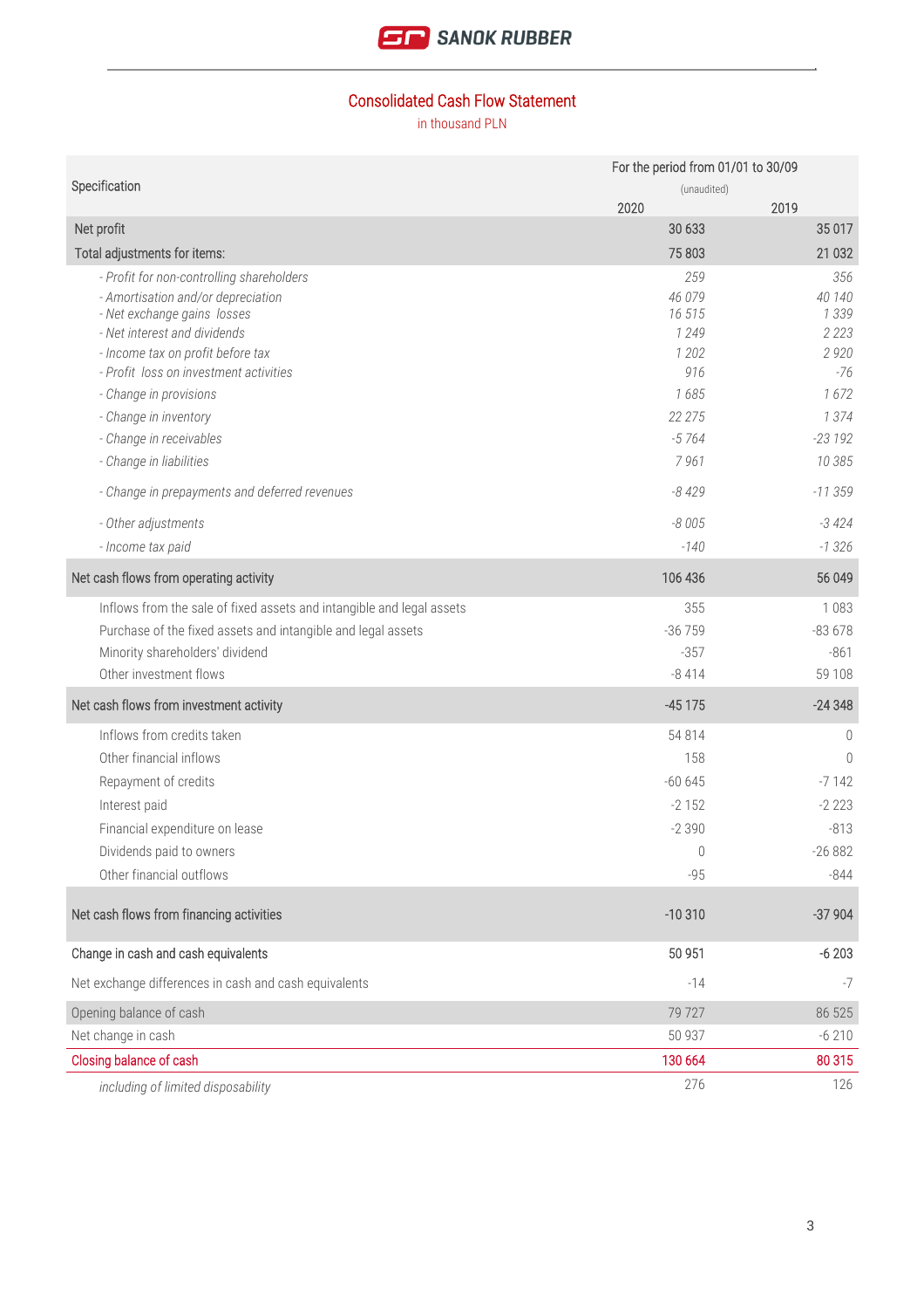SANOK RUBBER

## Consolidated Cash Flow Statement

in thousand PLN

| Specification | For the period from 01/01 to 30/09 (unaudited) 2020 | 2019 |
|---|---|---|
| Net profit | 30 633 | 35 017 |
| Total adjustments for items: | 75 803 | 21 032 |
| *- Profit for non-controlling shareholders* | *259* | *356* |
| *- Amortisation and/or depreciation* | *46 079* | *40 140* |
| *- Net exchange gains losses* | *16 515* | *1 339* |
| *- Net interest and dividends* | *1 249* | *2 223* |
| *- Income tax on profit before tax* | *1 202* | *2 920* |
| *- Profit loss on investment activities* | *916* | *-76* |
| *- Change in provisions* | *1 685* | *1 672* |
| *- Change in inventory* | *22 275* | *1 374* |
| *- Change in receivables* | *-5 764* | *-23 192* |
| *- Change in liabilities* | *7 961* | *10 385* |
| *- Change in prepayments and deferred revenues* | *-8 429* | *-11 359* |
| *- Other adjustments* | *-8 005* | *-3 424* |
| *- Income tax paid* | *-140* | *-1 326* |
| Net cash flows from operating activity | 106 436 | 56 049 |
| Inflows from the sale of fixed assets and intangible and legal assets | 355 | 1 083 |
| Purchase of the fixed assets and intangible and legal assets | -36 759 | -83 678 |
| Minority shareholders' dividend | -357 | -861 |
| Other investment flows | -8 414 | 59 108 |
| Net cash flows from investment activity | -45 175 | -24 348 |
| Inflows from credits taken | 54 814 | 0 |
| Other financial inflows | 158 | 0 |
| Repayment of credits | -60 645 | -7 142 |
| Interest paid | -2 152 | -2 223 |
| Financial expenditure on lease | -2 390 | -813 |
| Dividends paid to owners | 0 | -26 882 |
| Other financial outflows | -95 | -844 |
| Net cash flows from financing activities | -10 310 | -37 904 |
| Change in cash and cash equivalents | 50 951 | -6 203 |
| Net exchange differences in cash and cash equivalents | -14 | -7 |
| Opening balance of cash | 79 727 | 86 525 |
| Net change in cash | 50 937 | -6 210 |
| Closing balance of cash | 130 664 | 80 315 |
| *including of limited disposability* | 276 | 126 |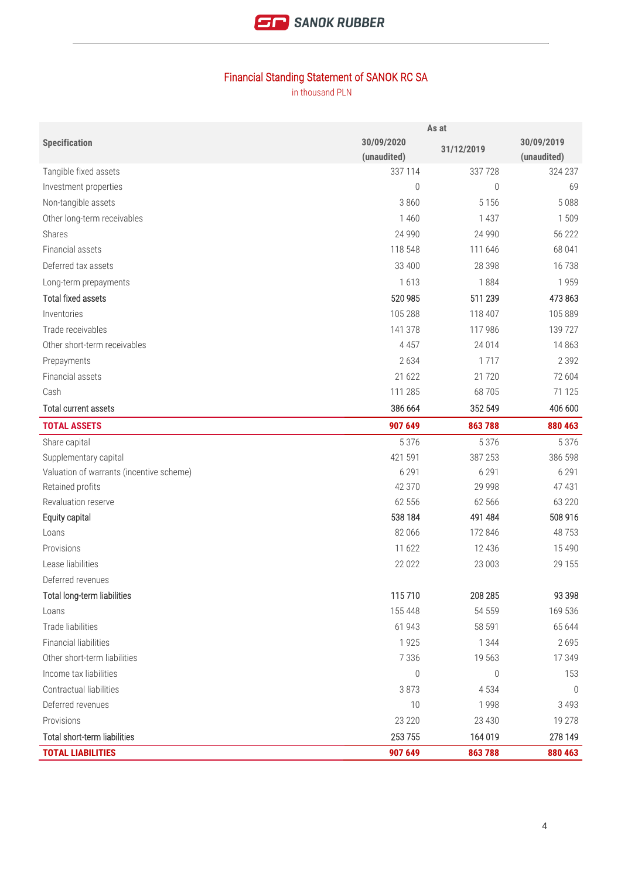## Financial Standing Statement of SANOK RC SA

in thousand PLN

| Specification | As at 30/09/2020 (unaudited) | 31/12/2019 | 30/09/2019 (unaudited) |
|---|---|---|---|
| Tangible fixed assets | 337 114 | 337 728 | 324 237 |
| Investment properties | 0 | 0 | 69 |
| Non-tangible assets | 3 860 | 5 156 | 5 088 |
| Other long-term receivables | 1 460 | 1 437 | 1 509 |
| Shares | 24 990 | 24 990 | 56 222 |
| Financial assets | 118 548 | 111 646 | 68 041 |
| Deferred tax assets | 33 400 | 28 398 | 16 738 |
| Long-term prepayments | 1 613 | 1 884 | 1 959 |
| Total fixed assets | 520 985 | 511 239 | 473 863 |
| Inventories | 105 288 | 118 407 | 105 889 |
| Trade receivables | 141 378 | 117 986 | 139 727 |
| Other short-term receivables | 4 457 | 24 014 | 14 863 |
| Prepayments | 2 634 | 1 717 | 2 392 |
| Financial assets | 21 622 | 21 720 | 72 604 |
| Cash | 111 285 | 68 705 | 71 125 |
| Total current assets | 386 664 | 352 549 | 406 600 |
| **TOTAL ASSETS** | **907 649** | **863 788** | **880 463** |
| Share capital | 5 376 | 5 376 | 5 376 |
| Supplementary capital | 421 591 | 387 253 | 386 598 |
| Valuation of warrants (incentive scheme) | 6 291 | 6 291 | 6 291 |
| Retained profits | 42 370 | 29 998 | 47 431 |
| Revaluation reserve | 62 556 | 62 566 | 63 220 |
| Equity capital | 538 184 | 491 484 | 508 916 |
| Loans | 82 066 | 172 846 | 48 753 |
| Provisions | 11 622 | 12 436 | 15 490 |
| Lease liabilities | 22 022 | 23 003 | 29 155 |
| Deferred revenues | | | |
| Total long-term liabilities | 115 710 | 208 285 | 93 398 |
| Loans | 155 448 | 54 559 | 169 536 |
| Trade liabilities | 61 943 | 58 591 | 65 644 |
| Financial liabilities | 1 925 | 1 344 | 2 695 |
| Other short-term liabilities | 7 336 | 19 563 | 17 349 |
| Income tax liabilities | 0 | 0 | 153 |
| Contractual liabilities | 3 873 | 4 534 | 0 |
| Deferred revenues | 10 | 1 998 | 3 493 |
| Provisions | 23 220 | 23 430 | 19 278 |
| Total short-term liabilities | 253 755 | 164 019 | 278 149 |
| **TOTAL LIABILITIES** | **907 649** | **863 788** | **880 463** |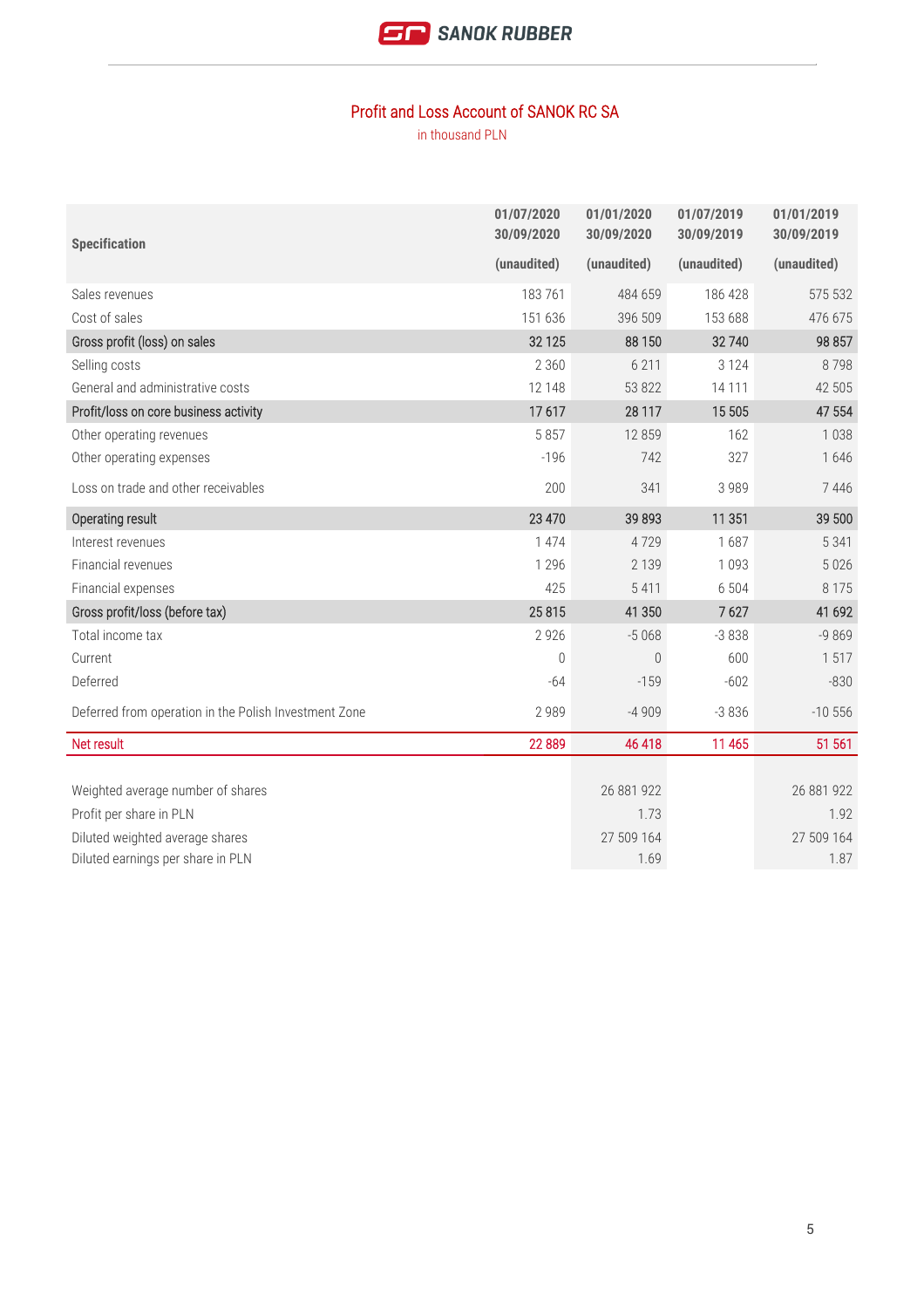## Profit and Loss Account of SANOK RC SA

in thousand PLN

| Specification | 01/07/2020 30/09/2020 (unaudited) | 01/01/2020 30/09/2020 (unaudited) | 01/07/2019 30/09/2019 (unaudited) | 01/01/2019 30/09/2019 (unaudited) |
|---|---|---|---|---|
| Sales revenues | 183 761 | 484 659 | 186 428 | 575 532 |
| Cost of sales | 151 636 | 396 509 | 153 688 | 476 675 |
| Gross profit (loss) on sales | 32 125 | 88 150 | 32 740 | 98 857 |
| Selling costs | 2 360 | 6 211 | 3 124 | 8 798 |
| General and administrative costs | 12 148 | 53 822 | 14 111 | 42 505 |
| Profit/loss on core business activity | 17 617 | 28 117 | 15 505 | 47 554 |
| Other operating revenues | 5 857 | 12 859 | 162 | 1 038 |
| Other operating expenses | -196 | 742 | 327 | 1 646 |
| Loss on trade and other receivables | 200 | 341 | 3 989 | 7 446 |
| Operating result | 23 470 | 39 893 | 11 351 | 39 500 |
| Interest revenues | 1 474 | 4 729 | 1 687 | 5 341 |
| Financial revenues | 1 296 | 2 139 | 1 093 | 5 026 |
| Financial expenses | 425 | 5 411 | 6 504 | 8 175 |
| Gross profit/loss (before tax) | 25 815 | 41 350 | 7 627 | 41 692 |
| Total income tax | 2 926 | -5 068 | -3 838 | -9 869 |
| Current | 0 | 0 | 600 | 1 517 |
| Deferred | -64 | -159 | -602 | -830 |
| Deferred from operation in the Polish Investment Zone | 2 989 | -4 909 | -3 836 | -10 556 |
| Net result | 22 889 | 46 418 | 11 465 | 51 561 |
| | | | | |
| Weighted average number of shares | | 26 881 922 | | 26 881 922 |
| Profit per share in PLN | | 1.73 | | 1.92 |
| Diluted weighted average shares | | 27 509 164 | | 27 509 164 |
| Diluted earnings per share in PLN | | 1.69 | | 1.87 |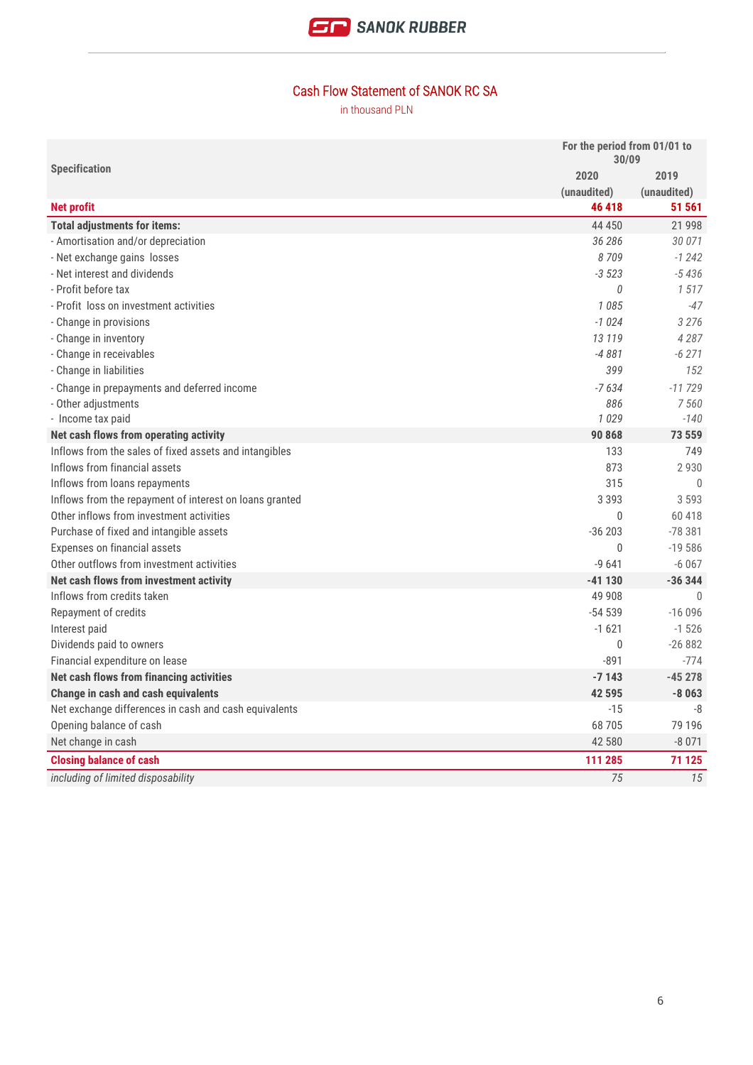## Cash Flow Statement of SANOK RC SA

in thousand PLN

| Specification | For the period from 01/01 to 30/09 | |
|---|---|---|
| | 2020 (unaudited) | 2019 (unaudited) |
| **Net profit** | **46 418** | **51 561** |
| **Total adjustments for items:** | 44 450 | 21 998 |
| - Amortisation and/or depreciation | *36 286* | *30 071* |
| - Net exchange gains losses | *8 709* | *-1 242* |
| - Net interest and dividends | *-3 523* | *-5 436* |
| - Profit before tax | *0* | *1 517* |
| - Profit loss on investment activities | *1 085* | *-47* |
| - Change in provisions | *-1 024* | *3 276* |
| - Change in inventory | *13 119* | *4 287* |
| - Change in receivables | *-4 881* | *-6 271* |
| - Change in liabilities | *399* | *152* |
| - Change in prepayments and deferred income | *-7 634* | *-11 729* |
| - Other adjustments | *886* | *7 560* |
| - Income tax paid | *1 029* | *-140* |
| **Net cash flows from operating activity** | **90 868** | **73 559** |
| Inflows from the sales of fixed assets and intangibles | 133 | 749 |
| Inflows from financial assets | 873 | 2 930 |
| Inflows from loans repayments | 315 | 0 |
| Inflows from the repayment of interest on loans granted | 3 393 | 3 593 |
| Other inflows from investment activities | 0 | 60 418 |
| Purchase of fixed and intangible assets | -36 203 | -78 381 |
| Expenses on financial assets | 0 | -19 586 |
| Other outflows from investment activities | -9 641 | -6 067 |
| **Net cash flows from investment activity** | **-41 130** | **-36 344** |
| Inflows from credits taken | 49 908 | 0 |
| Repayment of credits | -54 539 | -16 096 |
| Interest paid | -1 621 | -1 526 |
| Dividends paid to owners | 0 | -26 882 |
| Financial expenditure on lease | -891 | -774 |
| **Net cash flows from financing activities** | **-7 143** | **-45 278** |
| **Change in cash and cash equivalents** | **42 595** | **-8 063** |
| Net exchange differences in cash and cash equivalents | -15 | -8 |
| Opening balance of cash | 68 705 | 79 196 |
| Net change in cash | 42 580 | -8 071 |
| **Closing balance of cash** | **111 285** | **71 125** |
| *including of limited disposability* | *75* | *15* |